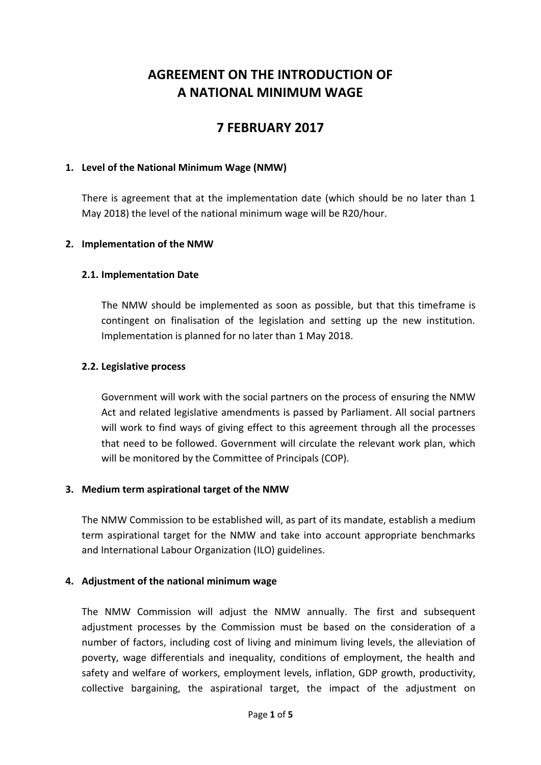# AGREEMENT ON THE INTRODUCTION OF A NATIONAL MINIMUM WAGE

# 7 FEBRUARY 2017

## 1. Level of the National Minimum Wage (NMW)

There is agreement that at the implementation date (which should be no later than 1 May 2018) the level of the national minimum wage will be R20/hour.

## 2. Implementation of the NMW

### 2.1. Implementation Date

The NMW should be implemented as soon as possible, but that this timeframe is contingent on finalisation of the legislation and setting up the new institution. Implementation is planned for no later than 1 May 2018.

### 2.2. Legislative process

Government will work with the social partners on the process of ensuring the NMW Act and related legislative amendments is passed by Parliament. All social partners will work to find ways of giving effect to this agreement through all the processes that need to be followed. Government will circulate the relevant work plan, which will be monitored by the Committee of Principals (COP).

## 3. Medium term aspirational target of the NMW

The NMW Commission to be established will, as part of its mandate, establish a medium term aspirational target for the NMW and take into account appropriate benchmarks and International Labour Organization (ILO) guidelines.

## 4. Adjustment of the national minimum wage

The NMW Commission will adjust the NMW annually. The first and subsequent adjustment processes by the Commission must be based on the consideration of a number of factors, including cost of living and minimum living levels, the alleviation of poverty, wage differentials and inequality, conditions of employment, the health and safety and welfare of workers, employment levels, inflation, GDP growth, productivity, collective bargaining, the aspirational target, the impact of the adjustment on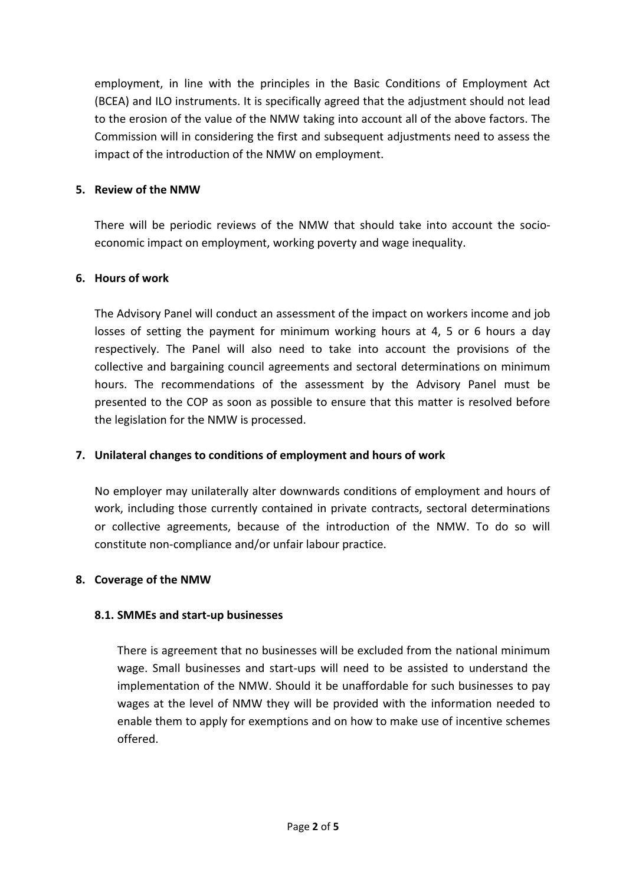employment, in line with the principles in the Basic Conditions of Employment Act (BCEA) and ILO instruments. It is specifically agreed that the adjustment should not lead to the erosion of the value of the NMW taking into account all of the above factors. The Commission will in considering the first and subsequent adjustments need to assess the impact of the introduction of the NMW on employment.

## 5. Review of the NMW

There will be periodic reviews of the NMW that should take into account the socio-economic impact on employment, working poverty and wage inequality.

## 6. Hours of work

The Advisory Panel will conduct an assessment of the impact on workers income and job losses of setting the payment for minimum working hours at 4, 5 or 6 hours a day respectively. The Panel will also need to take into account the provisions of the collective and bargaining council agreements and sectoral determinations on minimum hours. The recommendations of the assessment by the Advisory Panel must be presented to the COP as soon as possible to ensure that this matter is resolved before the legislation for the NMW is processed.

## 7. Unilateral changes to conditions of employment and hours of work

No employer may unilaterally alter downwards conditions of employment and hours of work, including those currently contained in private contracts, sectoral determinations or collective agreements, because of the introduction of the NMW. To do so will constitute non-compliance and/or unfair labour practice.

## 8. Coverage of the NMW

### 8.1. SMMEs and start-up businesses

There is agreement that no businesses will be excluded from the national minimum wage. Small businesses and start-ups will need to be assisted to understand the implementation of the NMW. Should it be unaffordable for such businesses to pay wages at the level of NMW they will be provided with the information needed to enable them to apply for exemptions and on how to make use of incentive schemes offered.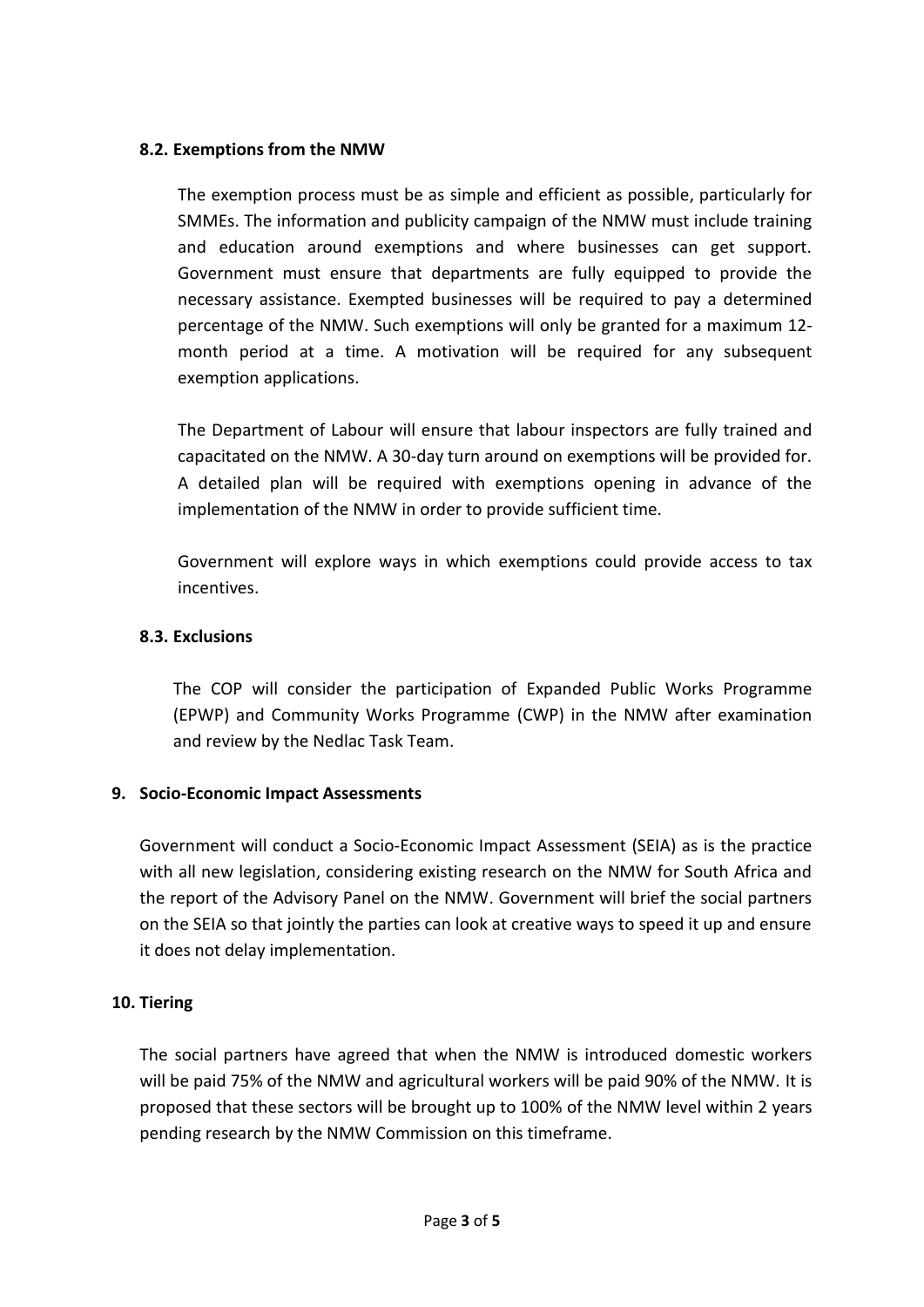### 8.2. Exemptions from the NMW

The exemption process must be as simple and efficient as possible, particularly for SMMEs. The information and publicity campaign of the NMW must include training and education around exemptions and where businesses can get support. Government must ensure that departments are fully equipped to provide the necessary assistance. Exempted businesses will be required to pay a determined percentage of the NMW. Such exemptions will only be granted for a maximum 12-month period at a time. A motivation will be required for any subsequent exemption applications.

The Department of Labour will ensure that labour inspectors are fully trained and capacitated on the NMW. A 30-day turn around on exemptions will be provided for. A detailed plan will be required with exemptions opening in advance of the implementation of the NMW in order to provide sufficient time.

Government will explore ways in which exemptions could provide access to tax incentives.

### 8.3. Exclusions

The COP will consider the participation of Expanded Public Works Programme (EPWP) and Community Works Programme (CWP) in the NMW after examination and review by the Nedlac Task Team.

## 9. Socio-Economic Impact Assessments

Government will conduct a Socio-Economic Impact Assessment (SEIA) as is the practice with all new legislation, considering existing research on the NMW for South Africa and the report of the Advisory Panel on the NMW. Government will brief the social partners on the SEIA so that jointly the parties can look at creative ways to speed it up and ensure it does not delay implementation.

## 10. Tiering

The social partners have agreed that when the NMW is introduced domestic workers will be paid 75% of the NMW and agricultural workers will be paid 90% of the NMW. It is proposed that these sectors will be brought up to 100% of the NMW level within 2 years pending research by the NMW Commission on this timeframe.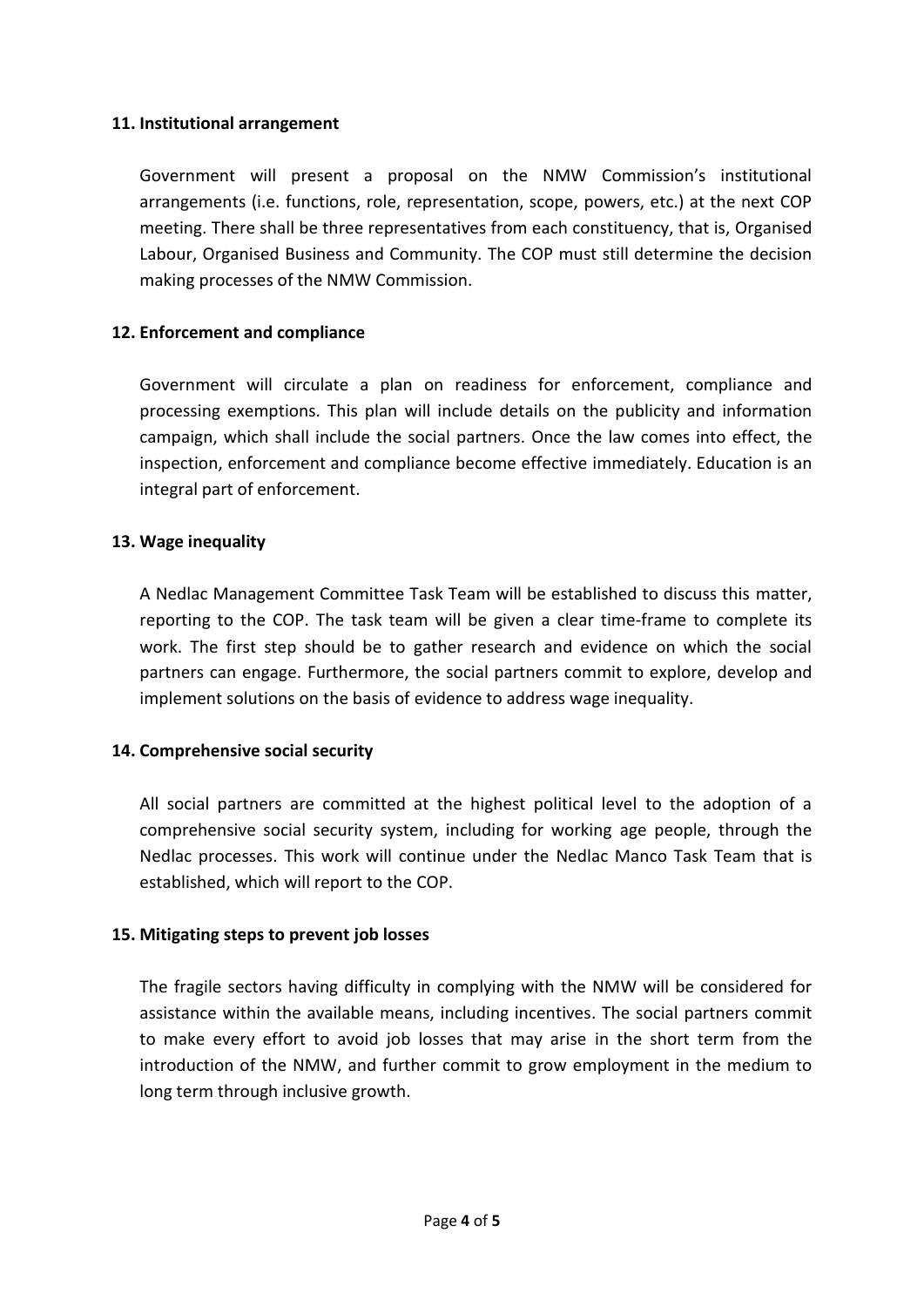## 11. Institutional arrangement

Government will present a proposal on the NMW Commission's institutional arrangements (i.e. functions, role, representation, scope, powers, etc.) at the next COP meeting. There shall be three representatives from each constituency, that is, Organised Labour, Organised Business and Community. The COP must still determine the decision making processes of the NMW Commission.

## 12. Enforcement and compliance

Government will circulate a plan on readiness for enforcement, compliance and processing exemptions. This plan will include details on the publicity and information campaign, which shall include the social partners. Once the law comes into effect, the inspection, enforcement and compliance become effective immediately. Education is an integral part of enforcement.

## 13. Wage inequality

A Nedlac Management Committee Task Team will be established to discuss this matter, reporting to the COP. The task team will be given a clear time-frame to complete its work. The first step should be to gather research and evidence on which the social partners can engage. Furthermore, the social partners commit to explore, develop and implement solutions on the basis of evidence to address wage inequality.

## 14. Comprehensive social security

All social partners are committed at the highest political level to the adoption of a comprehensive social security system, including for working age people, through the Nedlac processes. This work will continue under the Nedlac Manco Task Team that is established, which will report to the COP.

## 15. Mitigating steps to prevent job losses

The fragile sectors having difficulty in complying with the NMW will be considered for assistance within the available means, including incentives. The social partners commit to make every effort to avoid job losses that may arise in the short term from the introduction of the NMW, and further commit to grow employment in the medium to long term through inclusive growth.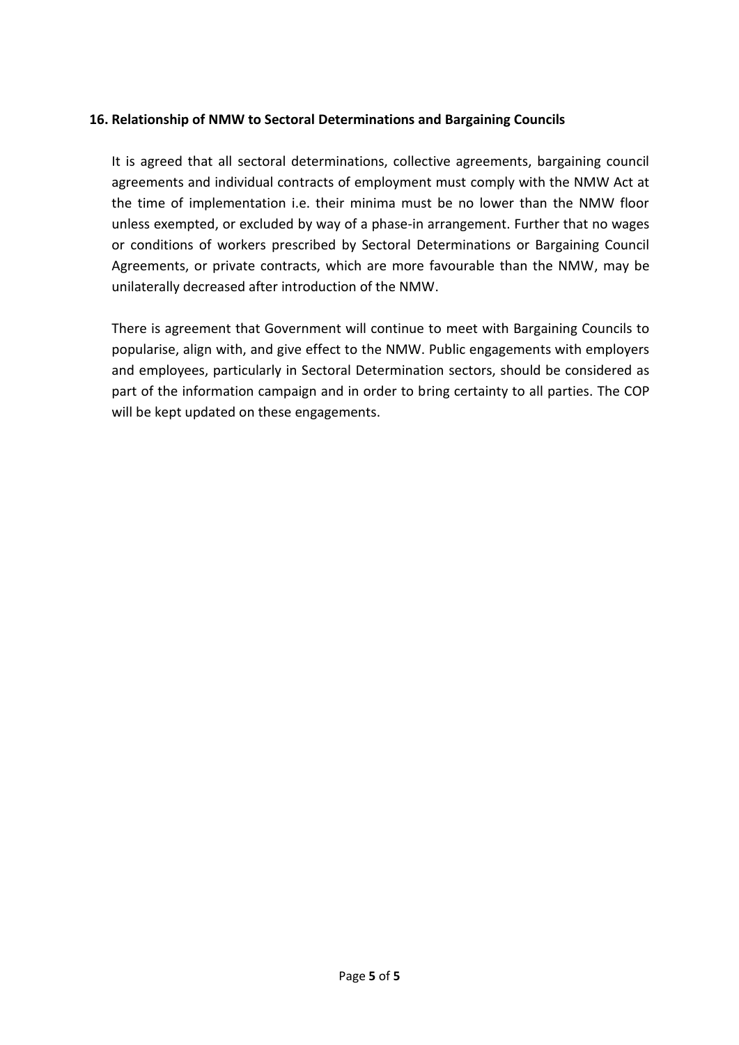**16. Relationship of NMW to Sectoral Determinations and Bargaining Councils**

It is agreed that all sectoral determinations, collective agreements, bargaining council agreements and individual contracts of employment must comply with the NMW Act at the time of implementation i.e. their minima must be no lower than the NMW floor unless exempted, or excluded by way of a phase-in arrangement. Further that no wages or conditions of workers prescribed by Sectoral Determinations or Bargaining Council Agreements, or private contracts, which are more favourable than the NMW, may be unilaterally decreased after introduction of the NMW.

There is agreement that Government will continue to meet with Bargaining Councils to popularise, align with, and give effect to the NMW. Public engagements with employers and employees, particularly in Sectoral Determination sectors, should be considered as part of the information campaign and in order to bring certainty to all parties. The COP will be kept updated on these engagements.